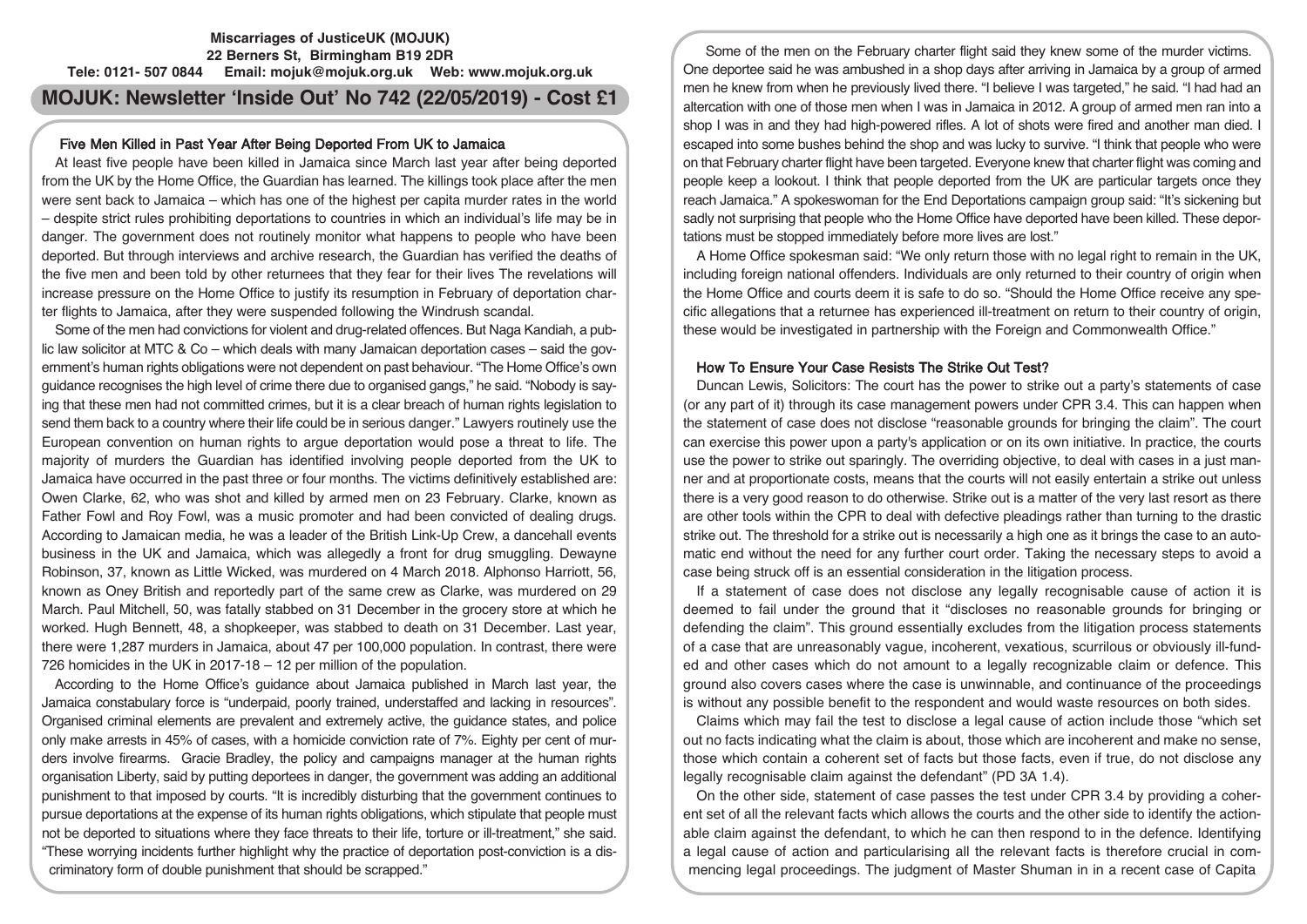**Miscarriages of JusticeUK (MOJUK)**
**22 Berners St, Birmingham B19 2DR**
**Tele: 0121- 507 0844 Email: mojuk@mojuk.org.uk Web: www.mojuk.org.uk**

# MOJUK: Newsletter 'Inside Out' No 742 (22/05/2019) - Cost £1

## Five Men Killed in Past Year After Being Deported From UK to Jamaica

At least five people have been killed in Jamaica since March last year after being deported from the UK by the Home Office, the Guardian has learned. The killings took place after the men were sent back to Jamaica – which has one of the highest per capita murder rates in the world – despite strict rules prohibiting deportations to countries in which an individual's life may be in danger. The government does not routinely monitor what happens to people who have been deported. But through interviews and archive research, the Guardian has verified the deaths of the five men and been told by other returnees that they fear for their lives The revelations will increase pressure on the Home Office to justify its resumption in February of deportation charter flights to Jamaica, after they were suspended following the Windrush scandal.

Some of the men had convictions for violent and drug-related offences. But Naga Kandiah, a public law solicitor at MTC & Co – which deals with many Jamaican deportation cases – said the government's human rights obligations were not dependent on past behaviour. "The Home Office's own guidance recognises the high level of crime there due to organised gangs," he said. "Nobody is saying that these men had not committed crimes, but it is a clear breach of human rights legislation to send them back to a country where their life could be in serious danger." Lawyers routinely use the European convention on human rights to argue deportation would pose a threat to life. The majority of murders the Guardian has identified involving people deported from the UK to Jamaica have occurred in the past three or four months. The victims definitively established are: Owen Clarke, 62, who was shot and killed by armed men on 23 February. Clarke, known as Father Fowl and Roy Fowl, was a music promoter and had been convicted of dealing drugs. According to Jamaican media, he was a leader of the British Link-Up Crew, a dancehall events business in the UK and Jamaica, which was allegedly a front for drug smuggling. Dewayne Robinson, 37, known as Little Wicked, was murdered on 4 March 2018. Alphonso Harriott, 56, known as Oney British and reportedly part of the same crew as Clarke, was murdered on 29 March. Paul Mitchell, 50, was fatally stabbed on 31 December in the grocery store at which he worked. Hugh Bennett, 48, a shopkeeper, was stabbed to death on 31 December. Last year, there were 1,287 murders in Jamaica, about 47 per 100,000 population. In contrast, there were 726 homicides in the UK in 2017-18 – 12 per million of the population.

According to the Home Office's guidance about Jamaica published in March last year, the Jamaica constabulary force is "underpaid, poorly trained, understaffed and lacking in resources". Organised criminal elements are prevalent and extremely active, the guidance states, and police only make arrests in 45% of cases, with a homicide conviction rate of 7%. Eighty per cent of murders involve firearms. Gracie Bradley, the policy and campaigns manager at the human rights organisation Liberty, said by putting deportees in danger, the government was adding an additional punishment to that imposed by courts. "It is incredibly disturbing that the government continues to pursue deportations at the expense of its human rights obligations, which stipulate that people must not be deported to situations where they face threats to their life, torture or ill-treatment," she said. "These worrying incidents further highlight why the practice of deportation post-conviction is a discriminatory form of double punishment that should be scrapped."

Some of the men on the February charter flight said they knew some of the murder victims. One deportee said he was ambushed in a shop days after arriving in Jamaica by a group of armed men he knew from when he previously lived there. "I believe I was targeted," he said. "I had had an altercation with one of those men when I was in Jamaica in 2012. A group of armed men ran into a shop I was in and they had high-powered rifles. A lot of shots were fired and another man died. I escaped into some bushes behind the shop and was lucky to survive. "I think that people who were on that February charter flight have been targeted. Everyone knew that charter flight was coming and people keep a lookout. I think that people deported from the UK are particular targets once they reach Jamaica." A spokeswoman for the End Deportations campaign group said: "It's sickening but sadly not surprising that people who the Home Office have deported have been killed. These deportations must be stopped immediately before more lives are lost."

A Home Office spokesman said: "We only return those with no legal right to remain in the UK, including foreign national offenders. Individuals are only returned to their country of origin when the Home Office and courts deem it is safe to do so. "Should the Home Office receive any specific allegations that a returnee has experienced ill-treatment on return to their country of origin, these would be investigated in partnership with the Foreign and Commonwealth Office."

## How To Ensure Your Case Resists The Strike Out Test?

Duncan Lewis, Solicitors: The court has the power to strike out a party's statements of case (or any part of it) through its case management powers under CPR 3.4. This can happen when the statement of case does not disclose "reasonable grounds for bringing the claim". The court can exercise this power upon a party's application or on its own initiative. In practice, the courts use the power to strike out sparingly. The overriding objective, to deal with cases in a just manner and at proportionate costs, means that the courts will not easily entertain a strike out unless there is a very good reason to do otherwise. Strike out is a matter of the very last resort as there are other tools within the CPR to deal with defective pleadings rather than turning to the drastic strike out. The threshold for a strike out is necessarily a high one as it brings the case to an automatic end without the need for any further court order. Taking the necessary steps to avoid a case being struck off is an essential consideration in the litigation process.

If a statement of case does not disclose any legally recognisable cause of action it is deemed to fail under the ground that it "discloses no reasonable grounds for bringing or defending the claim". This ground essentially excludes from the litigation process statements of a case that are unreasonably vague, incoherent, vexatious, scurrilous or obviously ill-funded and other cases which do not amount to a legally recognizable claim or defence. This ground also covers cases where the case is unwinnable, and continuance of the proceedings is without any possible benefit to the respondent and would waste resources on both sides.

Claims which may fail the test to disclose a legal cause of action include those "which set out no facts indicating what the claim is about, those which are incoherent and make no sense, those which contain a coherent set of facts but those facts, even if true, do not disclose any legally recognisable claim against the defendant" (PD 3A 1.4).

On the other side, statement of case passes the test under CPR 3.4 by providing a coherent set of all the relevant facts which allows the courts and the other side to identify the actionable claim against the defendant, to which he can then respond to in the defence. Identifying a legal cause of action and particularising all the relevant facts is therefore crucial in commencing legal proceedings. The judgment of Master Shuman in in a recent case of Capita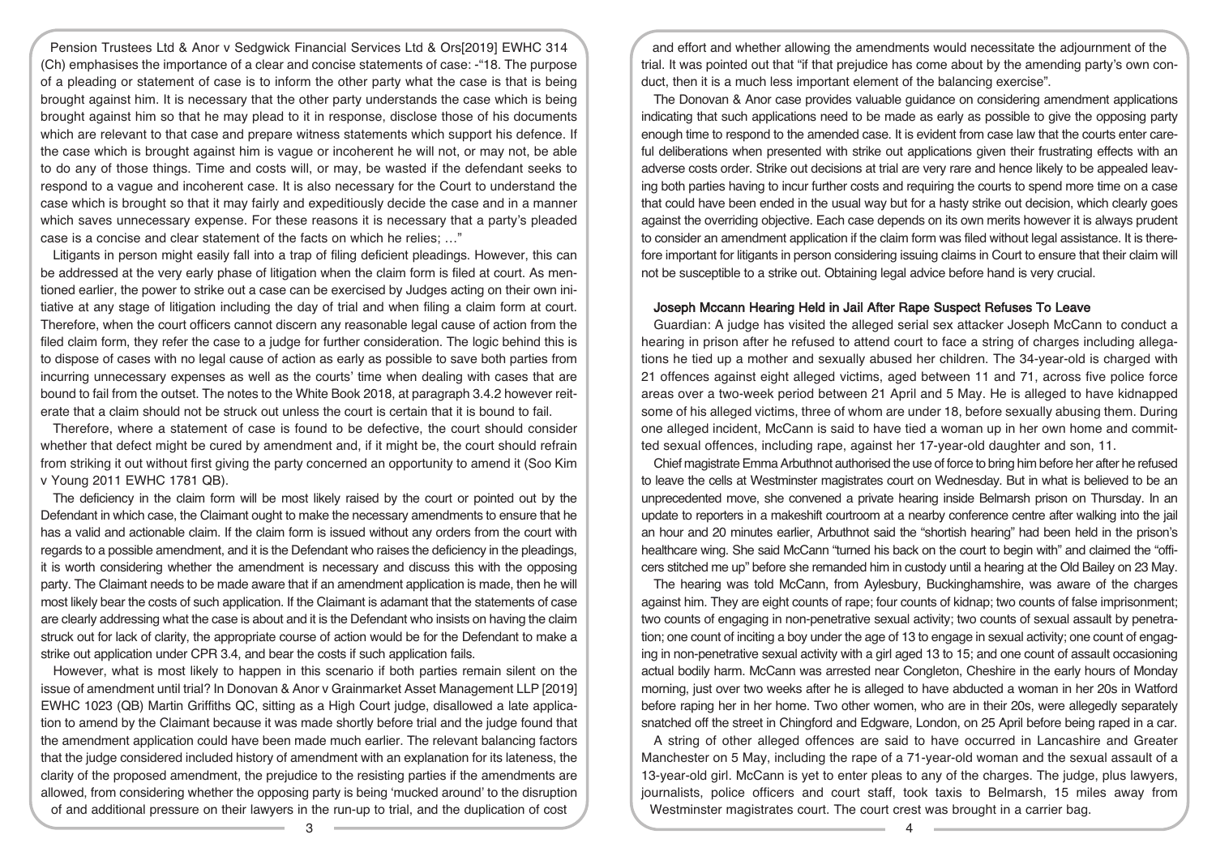Pension Trustees Ltd & Anor v Sedgwick Financial Services Ltd & Ors[2019] EWHC 314 (Ch) emphasises the importance of a clear and concise statements of case: -"18. The purpose of a pleading or statement of case is to inform the other party what the case is that is being brought against him. It is necessary that the other party understands the case which is being brought against him so that he may plead to it in response, disclose those of his documents which are relevant to that case and prepare witness statements which support his defence. If the case which is brought against him is vague or incoherent he will not, or may not, be able to do any of those things. Time and costs will, or may, be wasted if the defendant seeks to respond to a vague and incoherent case. It is also necessary for the Court to understand the case which is brought so that it may fairly and expeditiously decide the case and in a manner which saves unnecessary expense. For these reasons it is necessary that a party's pleaded case is a concise and clear statement of the facts on which he relies; …"

Litigants in person might easily fall into a trap of filing deficient pleadings. However, this can be addressed at the very early phase of litigation when the claim form is filed at court. As mentioned earlier, the power to strike out a case can be exercised by Judges acting on their own initiative at any stage of litigation including the day of trial and when filing a claim form at court. Therefore, when the court officers cannot discern any reasonable legal cause of action from the filed claim form, they refer the case to a judge for further consideration. The logic behind this is to dispose of cases with no legal cause of action as early as possible to save both parties from incurring unnecessary expenses as well as the courts' time when dealing with cases that are bound to fail from the outset. The notes to the White Book 2018, at paragraph 3.4.2 however reiterate that a claim should not be struck out unless the court is certain that it is bound to fail.

Therefore, where a statement of case is found to be defective, the court should consider whether that defect might be cured by amendment and, if it might be, the court should refrain from striking it out without first giving the party concerned an opportunity to amend it (Soo Kim v Young 2011 EWHC 1781 QB).

The deficiency in the claim form will be most likely raised by the court or pointed out by the Defendant in which case, the Claimant ought to make the necessary amendments to ensure that he has a valid and actionable claim. If the claim form is issued without any orders from the court with regards to a possible amendment, and it is the Defendant who raises the deficiency in the pleadings, it is worth considering whether the amendment is necessary and discuss this with the opposing party. The Claimant needs to be made aware that if an amendment application is made, then he will most likely bear the costs of such application. If the Claimant is adamant that the statements of case are clearly addressing what the case is about and it is the Defendant who insists on having the claim struck out for lack of clarity, the appropriate course of action would be for the Defendant to make a strike out application under CPR 3.4, and bear the costs if such application fails.

However, what is most likely to happen in this scenario if both parties remain silent on the issue of amendment until trial? In Donovan & Anor v Grainmarket Asset Management LLP [2019] EWHC 1023 (QB) Martin Griffiths QC, sitting as a High Court judge, disallowed a late application to amend by the Claimant because it was made shortly before trial and the judge found that the amendment application could have been made much earlier. The relevant balancing factors that the judge considered included history of amendment with an explanation for its lateness, the clarity of the proposed amendment, the prejudice to the resisting parties if the amendments are allowed, from considering whether the opposing party is being 'mucked around' to the disruption of and additional pressure on their lawyers in the run-up to trial, and the duplication of cost and effort and whether allowing the amendments would necessitate the adjournment of the trial. It was pointed out that "if that prejudice has come about by the amending party's own conduct, then it is a much less important element of the balancing exercise".

The Donovan & Anor case provides valuable guidance on considering amendment applications indicating that such applications need to be made as early as possible to give the opposing party enough time to respond to the amended case. It is evident from case law that the courts enter careful deliberations when presented with strike out applications given their frustrating effects with an adverse costs order. Strike out decisions at trial are very rare and hence likely to be appealed leaving both parties having to incur further costs and requiring the courts to spend more time on a case that could have been ended in the usual way but for a hasty strike out decision, which clearly goes against the overriding objective. Each case depends on its own merits however it is always prudent to consider an amendment application if the claim form was filed without legal assistance. It is therefore important for litigants in person considering issuing claims in Court to ensure that their claim will not be susceptible to a strike out. Obtaining legal advice before hand is very crucial.

### Joseph Mccann Hearing Held in Jail After Rape Suspect Refuses To Leave

Guardian: A judge has visited the alleged serial sex attacker Joseph McCann to conduct a hearing in prison after he refused to attend court to face a string of charges including allegations he tied up a mother and sexually abused her children. The 34-year-old is charged with 21 offences against eight alleged victims, aged between 11 and 71, across five police force areas over a two-week period between 21 April and 5 May. He is alleged to have kidnapped some of his alleged victims, three of whom are under 18, before sexually abusing them. During one alleged incident, McCann is said to have tied a woman up in her own home and committed sexual offences, including rape, against her 17-year-old daughter and son, 11.

Chief magistrate Emma Arbuthnot authorised the use of force to bring him before her after he refused to leave the cells at Westminster magistrates court on Wednesday. But in what is believed to be an unprecedented move, she convened a private hearing inside Belmarsh prison on Thursday. In an update to reporters in a makeshift courtroom at a nearby conference centre after walking into the jail an hour and 20 minutes earlier, Arbuthnot said the "shortish hearing" had been held in the prison's healthcare wing. She said McCann "turned his back on the court to begin with" and claimed the "officers stitched me up" before she remanded him in custody until a hearing at the Old Bailey on 23 May.

The hearing was told McCann, from Aylesbury, Buckinghamshire, was aware of the charges against him. They are eight counts of rape; four counts of kidnap; two counts of false imprisonment; two counts of engaging in non-penetrative sexual activity; two counts of sexual assault by penetration; one count of inciting a boy under the age of 13 to engage in sexual activity; one count of engaging in non-penetrative sexual activity with a girl aged 13 to 15; and one count of assault occasioning actual bodily harm. McCann was arrested near Congleton, Cheshire in the early hours of Monday morning, just over two weeks after he is alleged to have abducted a woman in her 20s in Watford before raping her in her home. Two other women, who are in their 20s, were allegedly separately snatched off the street in Chingford and Edgware, London, on 25 April before being raped in a car.

A string of other alleged offences are said to have occurred in Lancashire and Greater Manchester on 5 May, including the rape of a 71-year-old woman and the sexual assault of a 13-year-old girl. McCann is yet to enter pleas to any of the charges. The judge, plus lawyers, journalists, police officers and court staff, took taxis to Belmarsh, 15 miles away from Westminster magistrates court. The court crest was brought in a carrier bag.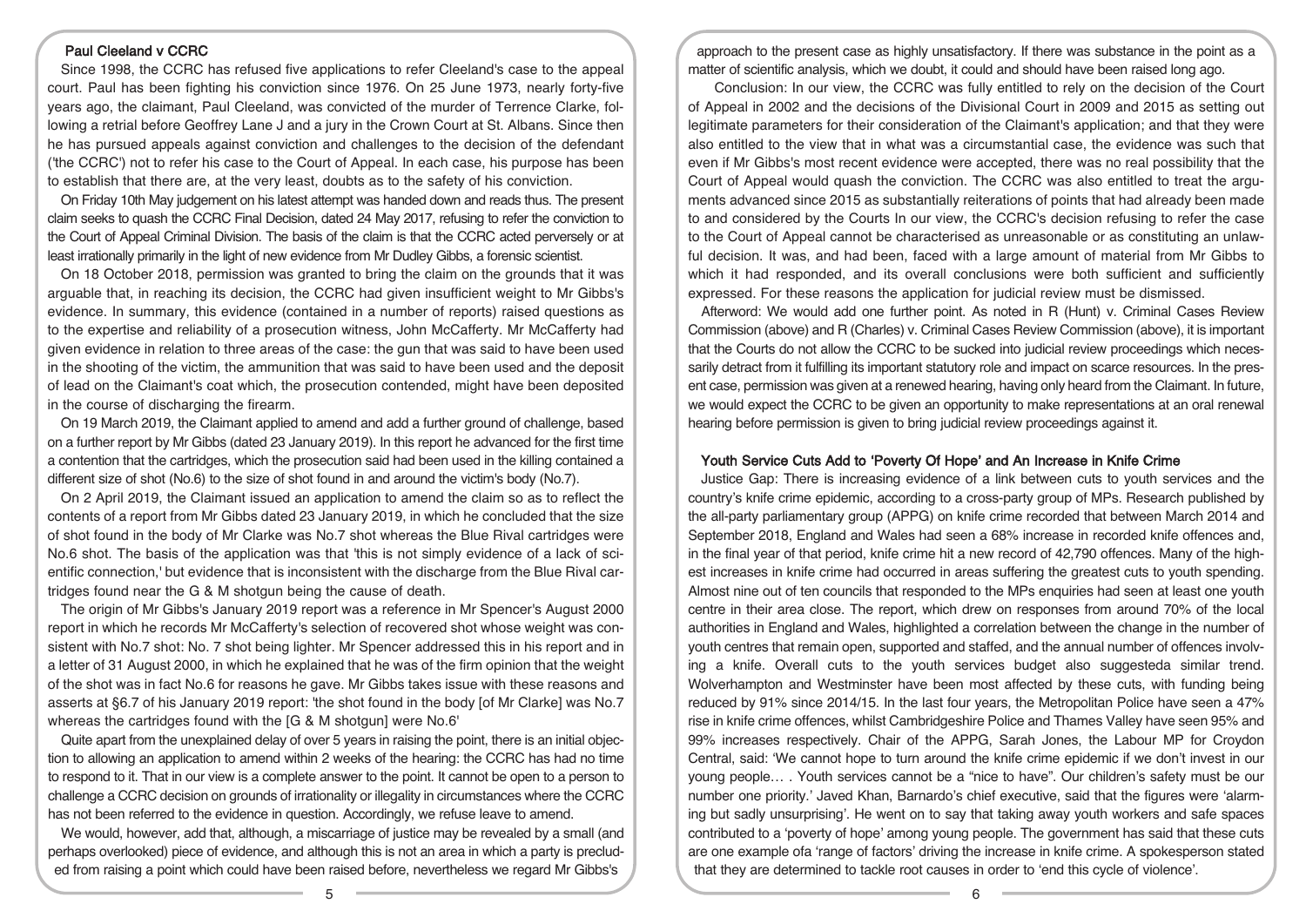## Paul Cleeland v CCRC

Since 1998, the CCRC has refused five applications to refer Cleeland's case to the appeal court. Paul has been fighting his conviction since 1976. On 25 June 1973, nearly forty-five years ago, the claimant, Paul Cleeland, was convicted of the murder of Terrence Clarke, following a retrial before Geoffrey Lane J and a jury in the Crown Court at St. Albans. Since then he has pursued appeals against conviction and challenges to the decision of the defendant ('the CCRC') not to refer his case to the Court of Appeal. In each case, his purpose has been to establish that there are, at the very least, doubts as to the safety of his conviction.

On Friday 10th May judgement on his latest attempt was handed down and reads thus. The present claim seeks to quash the CCRC Final Decision, dated 24 May 2017, refusing to refer the conviction to the Court of Appeal Criminal Division. The basis of the claim is that the CCRC acted perversely or at least irrationally primarily in the light of new evidence from Mr Dudley Gibbs, a forensic scientist.

On 18 October 2018, permission was granted to bring the claim on the grounds that it was arguable that, in reaching its decision, the CCRC had given insufficient weight to Mr Gibbs's evidence. In summary, this evidence (contained in a number of reports) raised questions as to the expertise and reliability of a prosecution witness, John McCafferty. Mr McCafferty had given evidence in relation to three areas of the case: the gun that was said to have been used in the shooting of the victim, the ammunition that was said to have been used and the deposit of lead on the Claimant's coat which, the prosecution contended, might have been deposited in the course of discharging the firearm.

On 19 March 2019, the Claimant applied to amend and add a further ground of challenge, based on a further report by Mr Gibbs (dated 23 January 2019). In this report he advanced for the first time a contention that the cartridges, which the prosecution said had been used in the killing contained a different size of shot (No.6) to the size of shot found in and around the victim's body (No.7).

On 2 April 2019, the Claimant issued an application to amend the claim so as to reflect the contents of a report from Mr Gibbs dated 23 January 2019, in which he concluded that the size of shot found in the body of Mr Clarke was No.7 shot whereas the Blue Rival cartridges were No.6 shot. The basis of the application was that 'this is not simply evidence of a lack of scientific connection,' but evidence that is inconsistent with the discharge from the Blue Rival cartridges found near the G & M shotgun being the cause of death.

The origin of Mr Gibbs's January 2019 report was a reference in Mr Spencer's August 2000 report in which he records Mr McCafferty's selection of recovered shot whose weight was consistent with No.7 shot: No. 7 shot being lighter. Mr Spencer addressed this in his report and in a letter of 31 August 2000, in which he explained that he was of the firm opinion that the weight of the shot was in fact No.6 for reasons he gave. Mr Gibbs takes issue with these reasons and asserts at §6.7 of his January 2019 report: 'the shot found in the body [of Mr Clarke] was No.7 whereas the cartridges found with the [G & M shotgun] were No.6'

Quite apart from the unexplained delay of over 5 years in raising the point, there is an initial objection to allowing an application to amend within 2 weeks of the hearing: the CCRC has had no time to respond to it. That in our view is a complete answer to the point. It cannot be open to a person to challenge a CCRC decision on grounds of irrationality or illegality in circumstances where the CCRC has not been referred to the evidence in question. Accordingly, we refuse leave to amend.

We would, however, add that, although, a miscarriage of justice may be revealed by a small (and perhaps overlooked) piece of evidence, and although this is not an area in which a party is precluded from raising a point which could have been raised before, nevertheless we regard Mr Gibbs's approach to the present case as highly unsatisfactory. If there was substance in the point as a matter of scientific analysis, which we doubt, it could and should have been raised long ago.

Conclusion: In our view, the CCRC was fully entitled to rely on the decision of the Court of Appeal in 2002 and the decisions of the Divisional Court in 2009 and 2015 as setting out legitimate parameters for their consideration of the Claimant's application; and that they were also entitled to the view that in what was a circumstantial case, the evidence was such that even if Mr Gibbs's most recent evidence were accepted, there was no real possibility that the Court of Appeal would quash the conviction. The CCRC was also entitled to treat the arguments advanced since 2015 as substantially reiterations of points that had already been made to and considered by the Courts In our view, the CCRC's decision refusing to refer the case to the Court of Appeal cannot be characterised as unreasonable or as constituting an unlawful decision. It was, and had been, faced with a large amount of material from Mr Gibbs to which it had responded, and its overall conclusions were both sufficient and sufficiently expressed. For these reasons the application for judicial review must be dismissed.

Afterword: We would add one further point. As noted in R (Hunt) v. Criminal Cases Review Commission (above) and R (Charles) v. Criminal Cases Review Commission (above), it is important that the Courts do not allow the CCRC to be sucked into judicial review proceedings which necessarily detract from it fulfilling its important statutory role and impact on scarce resources. In the present case, permission was given at a renewed hearing, having only heard from the Claimant. In future, we would expect the CCRC to be given an opportunity to make representations at an oral renewal hearing before permission is given to bring judicial review proceedings against it.

## Youth Service Cuts Add to 'Poverty Of Hope' and An Increase in Knife Crime

Justice Gap: There is increasing evidence of a link between cuts to youth services and the country's knife crime epidemic, according to a cross-party group of MPs. Research published by the all-party parliamentary group (APPG) on knife crime recorded that between March 2014 and September 2018, England and Wales had seen a 68% increase in recorded knife offences and, in the final year of that period, knife crime hit a new record of 42,790 offences. Many of the highest increases in knife crime had occurred in areas suffering the greatest cuts to youth spending. Almost nine out of ten councils that responded to the MPs enquiries had seen at least one youth centre in their area close. The report, which drew on responses from around 70% of the local authorities in England and Wales, highlighted a correlation between the change in the number of youth centres that remain open, supported and staffed, and the annual number of offences involving a knife. Overall cuts to the youth services budget also suggesteda similar trend. Wolverhampton and Westminster have been most affected by these cuts, with funding being reduced by 91% since 2014/15. In the last four years, the Metropolitan Police have seen a 47% rise in knife crime offences, whilst Cambridgeshire Police and Thames Valley have seen 95% and 99% increases respectively. Chair of the APPG, Sarah Jones, the Labour MP for Croydon Central, said: 'We cannot hope to turn around the knife crime epidemic if we don't invest in our young people… . Youth services cannot be a "nice to have". Our children's safety must be our number one priority.' Javed Khan, Barnardo's chief executive, said that the figures were 'alarming but sadly unsurprising'. He went on to say that taking away youth workers and safe spaces contributed to a 'poverty of hope' among young people. The government has said that these cuts are one example ofa 'range of factors' driving the increase in knife crime. A spokesperson stated that they are determined to tackle root causes in order to 'end this cycle of violence'.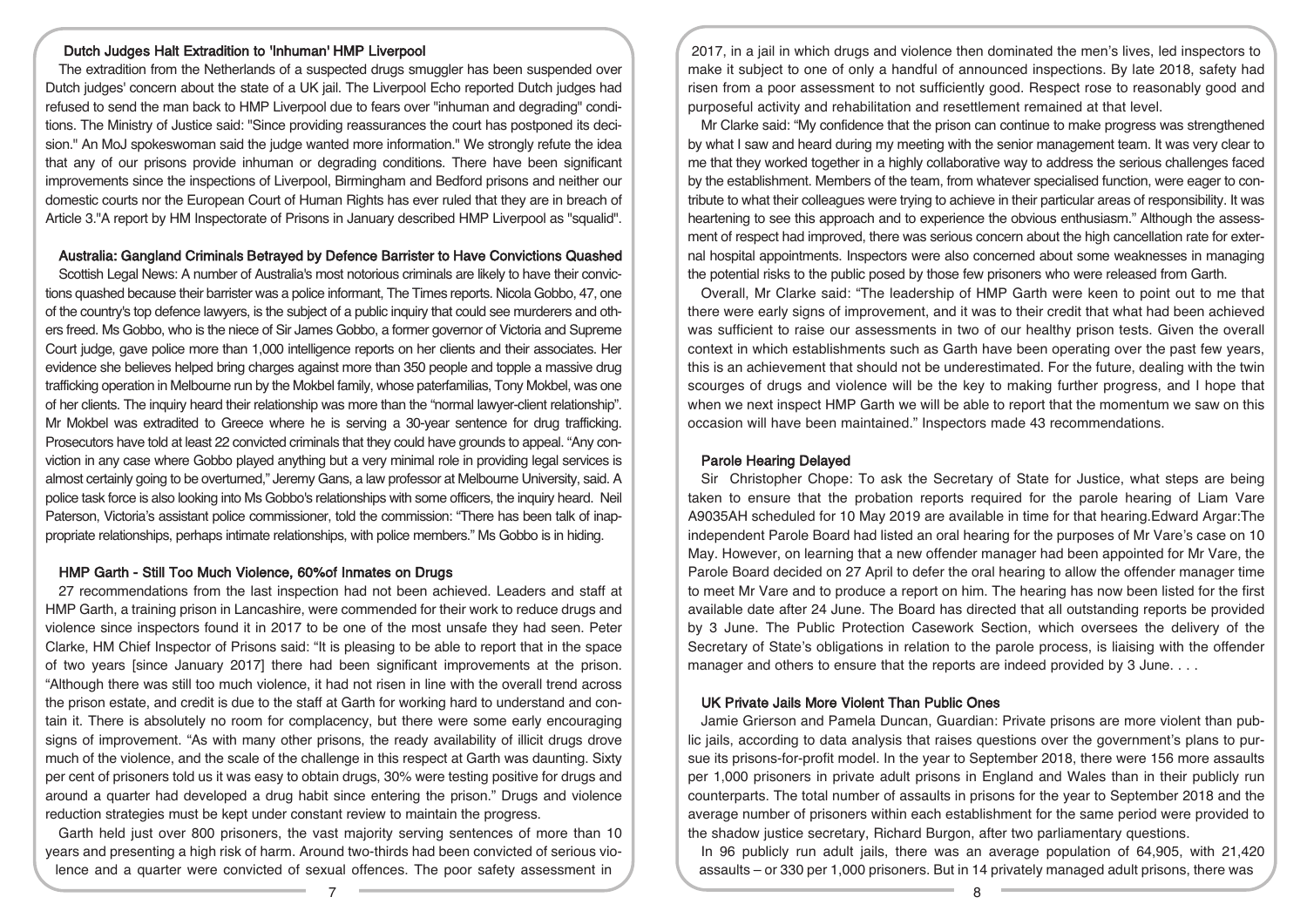### Dutch Judges Halt Extradition to 'Inhuman' HMP Liverpool

The extradition from the Netherlands of a suspected drugs smuggler has been suspended over Dutch judges' concern about the state of a UK jail. The Liverpool Echo reported Dutch judges had refused to send the man back to HMP Liverpool due to fears over "inhuman and degrading" conditions. The Ministry of Justice said: "Since providing reassurances the court has postponed its decision." An MoJ spokeswoman said the judge wanted more information." We strongly refute the idea that any of our prisons provide inhuman or degrading conditions. There have been significant improvements since the inspections of Liverpool, Birmingham and Bedford prisons and neither our domestic courts nor the European Court of Human Rights has ever ruled that they are in breach of Article 3."A report by HM Inspectorate of Prisons in January described HMP Liverpool as "squalid".

### Australia: Gangland Criminals Betrayed by Defence Barrister to Have Convictions Quashed

Scottish Legal News: A number of Australia's most notorious criminals are likely to have their convictions quashed because their barrister was a police informant, The Times reports. Nicola Gobbo, 47, one of the country's top defence lawyers, is the subject of a public inquiry that could see murderers and others freed. Ms Gobbo, who is the niece of Sir James Gobbo, a former governor of Victoria and Supreme Court judge, gave police more than 1,000 intelligence reports on her clients and their associates. Her evidence she believes helped bring charges against more than 350 people and topple a massive drug trafficking operation in Melbourne run by the Mokbel family, whose paterfamilias, Tony Mokbel, was one of her clients. The inquiry heard their relationship was more than the "normal lawyer-client relationship". Mr Mokbel was extradited to Greece where he is serving a 30-year sentence for drug trafficking. Prosecutors have told at least 22 convicted criminals that they could have grounds to appeal. "Any conviction in any case where Gobbo played anything but a very minimal role in providing legal services is almost certainly going to be overturned," Jeremy Gans, a law professor at Melbourne University, said. A police task force is also looking into Ms Gobbo's relationships with some officers, the inquiry heard. Neil Paterson, Victoria's assistant police commissioner, told the commission: "There has been talk of inappropriate relationships, perhaps intimate relationships, with police members." Ms Gobbo is in hiding.

### HMP Garth - Still Too Much Violence, 60%of Inmates on Drugs

27 recommendations from the last inspection had not been achieved. Leaders and staff at HMP Garth, a training prison in Lancashire, were commended for their work to reduce drugs and violence since inspectors found it in 2017 to be one of the most unsafe they had seen. Peter Clarke, HM Chief Inspector of Prisons said: "It is pleasing to be able to report that in the space of two years [since January 2017] there had been significant improvements at the prison. "Although there was still too much violence, it had not risen in line with the overall trend across the prison estate, and credit is due to the staff at Garth for working hard to understand and contain it. There is absolutely no room for complacency, but there were some early encouraging signs of improvement. "As with many other prisons, the ready availability of illicit drugs drove much of the violence, and the scale of the challenge in this respect at Garth was daunting. Sixty per cent of prisoners told us it was easy to obtain drugs, 30% were testing positive for drugs and around a quarter had developed a drug habit since entering the prison." Drugs and violence reduction strategies must be kept under constant review to maintain the progress.

Garth held just over 800 prisoners, the vast majority serving sentences of more than 10 years and presenting a high risk of harm. Around two-thirds had been convicted of serious violence and a quarter were convicted of sexual offences. The poor safety assessment in 2017, in a jail in which drugs and violence then dominated the men's lives, led inspectors to make it subject to one of only a handful of announced inspections. By late 2018, safety had risen from a poor assessment to not sufficiently good. Respect rose to reasonably good and purposeful activity and rehabilitation and resettlement remained at that level.

Mr Clarke said: "My confidence that the prison can continue to make progress was strengthened by what I saw and heard during my meeting with the senior management team. It was very clear to me that they worked together in a highly collaborative way to address the serious challenges faced by the establishment. Members of the team, from whatever specialised function, were eager to contribute to what their colleagues were trying to achieve in their particular areas of responsibility. It was heartening to see this approach and to experience the obvious enthusiasm." Although the assessment of respect had improved, there was serious concern about the high cancellation rate for external hospital appointments. Inspectors were also concerned about some weaknesses in managing the potential risks to the public posed by those few prisoners who were released from Garth.

Overall, Mr Clarke said: "The leadership of HMP Garth were keen to point out to me that there were early signs of improvement, and it was to their credit that what had been achieved was sufficient to raise our assessments in two of our healthy prison tests. Given the overall context in which establishments such as Garth have been operating over the past few years, this is an achievement that should not be underestimated. For the future, dealing with the twin scourges of drugs and violence will be the key to making further progress, and I hope that when we next inspect HMP Garth we will be able to report that the momentum we saw on this occasion will have been maintained." Inspectors made 43 recommendations.

### Parole Hearing Delayed

Sir Christopher Chope: To ask the Secretary of State for Justice, what steps are being taken to ensure that the probation reports required for the parole hearing of Liam Vare A9035AH scheduled for 10 May 2019 are available in time for that hearing.Edward Argar:The independent Parole Board had listed an oral hearing for the purposes of Mr Vare's case on 10 May. However, on learning that a new offender manager had been appointed for Mr Vare, the Parole Board decided on 27 April to defer the oral hearing to allow the offender manager time to meet Mr Vare and to produce a report on him. The hearing has now been listed for the first available date after 24 June. The Board has directed that all outstanding reports be provided by 3 June. The Public Protection Casework Section, which oversees the delivery of the Secretary of State's obligations in relation to the parole process, is liaising with the offender manager and others to ensure that the reports are indeed provided by 3 June. . . .

### UK Private Jails More Violent Than Public Ones

Jamie Grierson and Pamela Duncan, Guardian: Private prisons are more violent than public jails, according to data analysis that raises questions over the government's plans to pursue its prisons-for-profit model. In the year to September 2018, there were 156 more assaults per 1,000 prisoners in private adult prisons in England and Wales than in their publicly run counterparts. The total number of assaults in prisons for the year to September 2018 and the average number of prisoners within each establishment for the same period were provided to the shadow justice secretary, Richard Burgon, after two parliamentary questions.

In 96 publicly run adult jails, there was an average population of 64,905, with 21,420 assaults – or 330 per 1,000 prisoners. But in 14 privately managed adult prisons, there was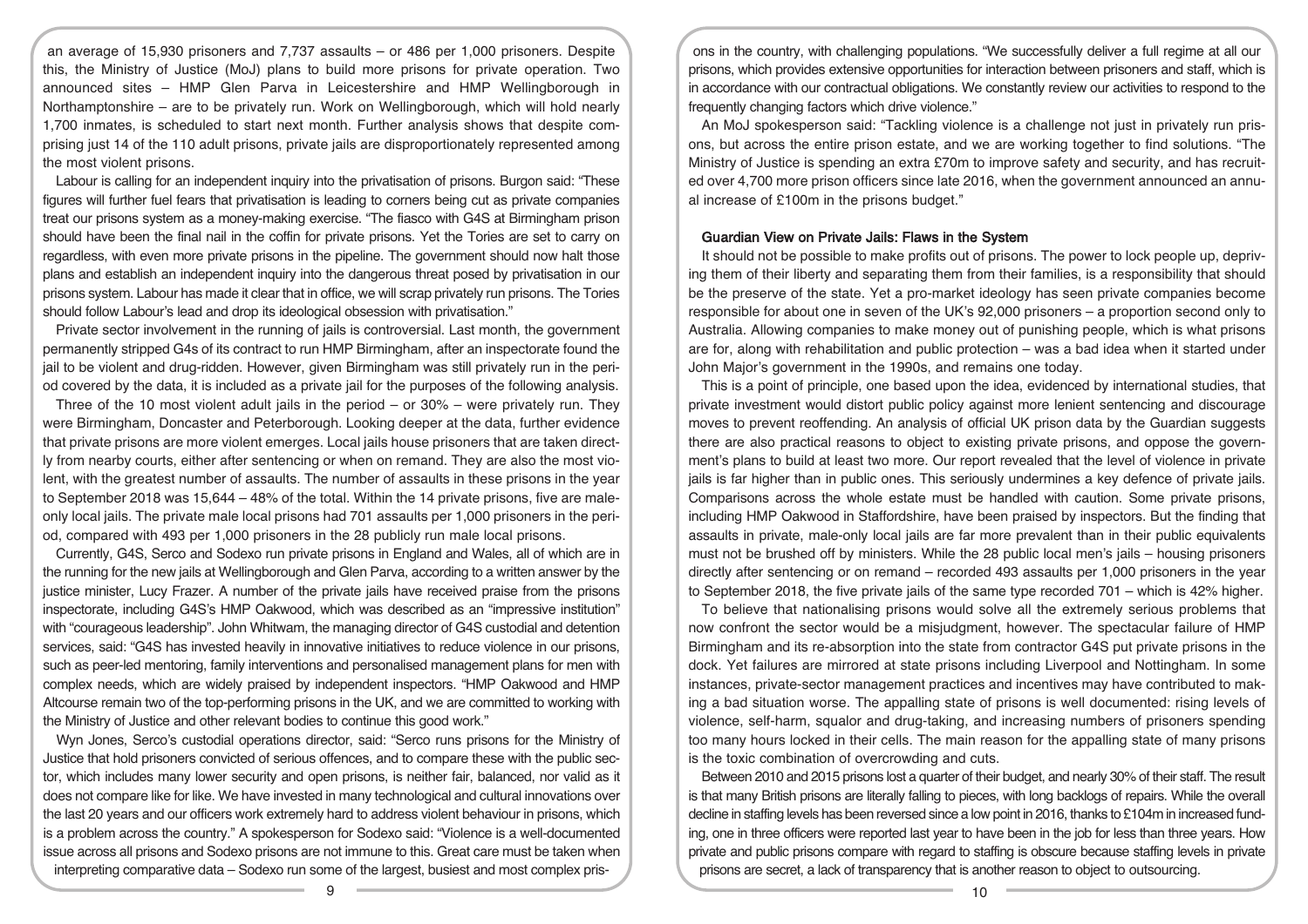an average of 15,930 prisoners and 7,737 assaults – or 486 per 1,000 prisoners. Despite this, the Ministry of Justice (MoJ) plans to build more prisons for private operation. Two announced sites – HMP Glen Parva in Leicestershire and HMP Wellingborough in Northamptonshire – are to be privately run. Work on Wellingborough, which will hold nearly 1,700 inmates, is scheduled to start next month. Further analysis shows that despite comprising just 14 of the 110 adult prisons, private jails are disproportionately represented among the most violent prisons.

Labour is calling for an independent inquiry into the privatisation of prisons. Burgon said: "These figures will further fuel fears that privatisation is leading to corners being cut as private companies treat our prisons system as a money-making exercise. "The fiasco with G4S at Birmingham prison should have been the final nail in the coffin for private prisons. Yet the Tories are set to carry on regardless, with even more private prisons in the pipeline. The government should now halt those plans and establish an independent inquiry into the dangerous threat posed by privatisation in our prisons system. Labour has made it clear that in office, we will scrap privately run prisons. The Tories should follow Labour's lead and drop its ideological obsession with privatisation."

Private sector involvement in the running of jails is controversial. Last month, the government permanently stripped G4s of its contract to run HMP Birmingham, after an inspectorate found the jail to be violent and drug-ridden. However, given Birmingham was still privately run in the period covered by the data, it is included as a private jail for the purposes of the following analysis.

Three of the 10 most violent adult jails in the period – or 30% – were privately run. They were Birmingham, Doncaster and Peterborough. Looking deeper at the data, further evidence that private prisons are more violent emerges. Local jails house prisoners that are taken directly from nearby courts, either after sentencing or when on remand. They are also the most violent, with the greatest number of assaults. The number of assaults in these prisons in the year to September 2018 was 15,644 – 48% of the total. Within the 14 private prisons, five are male-only local jails. The private male local prisons had 701 assaults per 1,000 prisoners in the period, compared with 493 per 1,000 prisoners in the 28 publicly run male local prisons.

Currently, G4S, Serco and Sodexo run private prisons in England and Wales, all of which are in the running for the new jails at Wellingborough and Glen Parva, according to a written answer by the justice minister, Lucy Frazer. A number of the private jails have received praise from the prisons inspectorate, including G4S's HMP Oakwood, which was described as an "impressive institution" with "courageous leadership". John Whitwam, the managing director of G4S custodial and detention services, said: "G4S has invested heavily in innovative initiatives to reduce violence in our prisons, such as peer-led mentoring, family interventions and personalised management plans for men with complex needs, which are widely praised by independent inspectors. "HMP Oakwood and HMP Altcourse remain two of the top-performing prisons in the UK, and we are committed to working with the Ministry of Justice and other relevant bodies to continue this good work."

Wyn Jones, Serco's custodial operations director, said: "Serco runs prisons for the Ministry of Justice that hold prisoners convicted of serious offences, and to compare these with the public sector, which includes many lower security and open prisons, is neither fair, balanced, nor valid as it does not compare like for like. We have invested in many technological and cultural innovations over the last 20 years and our officers work extremely hard to address violent behaviour in prisons, which is a problem across the country." A spokesperson for Sodexo said: "Violence is a well-documented issue across all prisons and Sodexo prisons are not immune to this. Great care must be taken when interpreting comparative data – Sodexo run some of the largest, busiest and most complex prisons in the country, with challenging populations. "We successfully deliver a full regime at all our prisons, which provides extensive opportunities for interaction between prisoners and staff, which is in accordance with our contractual obligations. We constantly review our activities to respond to the frequently changing factors which drive violence."

An MoJ spokesperson said: "Tackling violence is a challenge not just in privately run prisons, but across the entire prison estate, and we are working together to find solutions. "The Ministry of Justice is spending an extra £70m to improve safety and security, and has recruited over 4,700 more prison officers since late 2016, when the government announced an annual increase of £100m in the prisons budget."

#### Guardian View on Private Jails: Flaws in the System

It should not be possible to make profits out of prisons. The power to lock people up, depriving them of their liberty and separating them from their families, is a responsibility that should be the preserve of the state. Yet a pro-market ideology has seen private companies become responsible for about one in seven of the UK's 92,000 prisoners – a proportion second only to Australia. Allowing companies to make money out of punishing people, which is what prisons are for, along with rehabilitation and public protection – was a bad idea when it started under John Major's government in the 1990s, and remains one today.

This is a point of principle, one based upon the idea, evidenced by international studies, that private investment would distort public policy against more lenient sentencing and discourage moves to prevent reoffending. An analysis of official UK prison data by the Guardian suggests there are also practical reasons to object to existing private prisons, and oppose the government's plans to build at least two more. Our report revealed that the level of violence in private jails is far higher than in public ones. This seriously undermines a key defence of private jails. Comparisons across the whole estate must be handled with caution. Some private prisons, including HMP Oakwood in Staffordshire, have been praised by inspectors. But the finding that assaults in private, male-only local jails are far more prevalent than in their public equivalents must not be brushed off by ministers. While the 28 public local men's jails – housing prisoners directly after sentencing or on remand – recorded 493 assaults per 1,000 prisoners in the year to September 2018, the five private jails of the same type recorded 701 – which is 42% higher.

To believe that nationalising prisons would solve all the extremely serious problems that now confront the sector would be a misjudgment, however. The spectacular failure of HMP Birmingham and its re-absorption into the state from contractor G4S put private prisons in the dock. Yet failures are mirrored at state prisons including Liverpool and Nottingham. In some instances, private-sector management practices and incentives may have contributed to making a bad situation worse. The appalling state of prisons is well documented: rising levels of violence, self-harm, squalor and drug-taking, and increasing numbers of prisoners spending too many hours locked in their cells. The main reason for the appalling state of many prisons is the toxic combination of overcrowding and cuts.

Between 2010 and 2015 prisons lost a quarter of their budget, and nearly 30% of their staff. The result is that many British prisons are literally falling to pieces, with long backlogs of repairs. While the overall decline in staffing levels has been reversed since a low point in 2016, thanks to £104m in increased funding, one in three officers were reported last year to have been in the job for less than three years. How private and public prisons compare with regard to staffing is obscure because staffing levels in private prisons are secret, a lack of transparency that is another reason to object to outsourcing.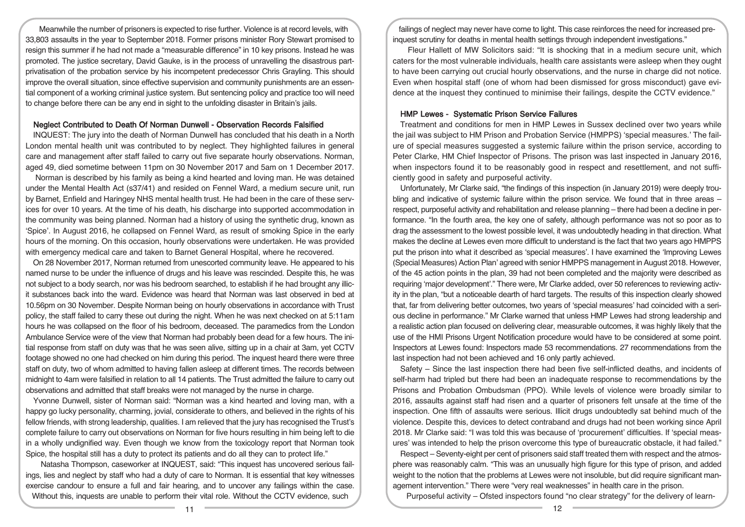Meanwhile the number of prisoners is expected to rise further. Violence is at record levels, with 33,803 assaults in the year to September 2018. Former prisons minister Rory Stewart promised to resign this summer if he had not made a "measurable difference" in 10 key prisons. Instead he was promoted. The justice secretary, David Gauke, is in the process of unravelling the disastrous part-privatisation of the probation service by his incompetent predecessor Chris Grayling. This should improve the overall situation, since effective supervision and community punishments are an essential component of a working criminal justice system. But sentencing policy and practice too will need to change before there can be any end in sight to the unfolding disaster in Britain's jails.

## Neglect Contributed to Death Of Norman Dunwell - Observation Records Falsified

INQUEST: The jury into the death of Norman Dunwell has concluded that his death in a North London mental health unit was contributed to by neglect. They highlighted failures in general care and management after staff failed to carry out five separate hourly observations. Norman, aged 49, died sometime between 11pm on 30 November 2017 and 5am on 1 December 2017.

Norman is described by his family as being a kind hearted and loving man. He was detained under the Mental Health Act (s37/41) and resided on Fennel Ward, a medium secure unit, run by Barnet, Enfield and Haringey NHS mental health trust. He had been in the care of these services for over 10 years. At the time of his death, his discharge into supported accommodation in the community was being planned. Norman had a history of using the synthetic drug, known as 'Spice'. In August 2016, he collapsed on Fennel Ward, as result of smoking Spice in the early hours of the morning. On this occasion, hourly observations were undertaken. He was provided with emergency medical care and taken to Barnet General Hospital, where he recovered.

On 28 November 2017, Norman returned from unescorted community leave. He appeared to his named nurse to be under the influence of drugs and his leave was rescinded. Despite this, he was not subject to a body search, nor was his bedroom searched, to establish if he had brought any illicit substances back into the ward. Evidence was heard that Norman was last observed in bed at 10.56pm on 30 November. Despite Norman being on hourly observations in accordance with Trust policy, the staff failed to carry these out during the night. When he was next checked on at 5:11am hours he was collapsed on the floor of his bedroom, deceased. The paramedics from the London Ambulance Service were of the view that Norman had probably been dead for a few hours. The initial response from staff on duty was that he was seen alive, sitting up in a chair at 3am, yet CCTV footage showed no one had checked on him during this period. The inquest heard there were three staff on duty, two of whom admitted to having fallen asleep at different times. The records between midnight to 4am were falsified in relation to all 14 patients. The Trust admitted the failure to carry out observations and admitted that staff breaks were not managed by the nurse in charge.

Yvonne Dunwell, sister of Norman said: "Norman was a kind hearted and loving man, with a happy go lucky personality, charming, jovial, considerate to others, and believed in the rights of his fellow friends, with strong leadership, qualities. I am relieved that the jury has recognised the Trust's complete failure to carry out observations on Norman for five hours resulting in him being left to die in a wholly undignified way. Even though we know from the toxicology report that Norman took Spice, the hospital still has a duty to protect its patients and do all they can to protect life."

Natasha Thompson, caseworker at INQUEST, said: "This inquest has uncovered serious failings, lies and neglect by staff who had a duty of care to Norman. It is essential that key witnesses exercise candour to ensure a full and fair hearing, and to uncover any failings within the case. Without this, inquests are unable to perform their vital role. Without the CCTV evidence, such failings of neglect may never have come to light. This case reinforces the need for increased pre-inquest scrutiny for deaths in mental health settings through independent investigations."

Fleur Hallett of MW Solicitors said: "It is shocking that in a medium secure unit, which caters for the most vulnerable individuals, health care assistants were asleep when they ought to have been carrying out crucial hourly observations, and the nurse in charge did not notice. Even when hospital staff (one of whom had been dismissed for gross misconduct) gave evidence at the inquest they continued to minimise their failings, despite the CCTV evidence."

## HMP Lewes - Systematic Prison Service Failures

Treatment and conditions for men in HMP Lewes in Sussex declined over two years while the jail was subject to HM Prison and Probation Service (HMPPS) 'special measures.' The failure of special measures suggested a systemic failure within the prison service, according to Peter Clarke, HM Chief Inspector of Prisons. The prison was last inspected in January 2016, when inspectors found it to be reasonably good in respect and resettlement, and not sufficiently good in safety and purposeful activity.

Unfortunately, Mr Clarke said, "the findings of this inspection (in January 2019) were deeply troubling and indicative of systemic failure within the prison service. We found that in three areas – respect, purposeful activity and rehabilitation and release planning – there had been a decline in performance. "In the fourth area, the key one of safety, although performance was not so poor as to drag the assessment to the lowest possible level, it was undoubtedly heading in that direction. What makes the decline at Lewes even more difficult to understand is the fact that two years ago HMPPS put the prison into what it described as 'special measures'. I have examined the 'Improving Lewes (Special Measures) Action Plan' agreed with senior HMPPS management in August 2018. However, of the 45 action points in the plan, 39 had not been completed and the majority were described as requiring 'major development'." There were, Mr Clarke added, over 50 references to reviewing activity in the plan, "but a noticeable dearth of hard targets. The results of this inspection clearly showed that, far from delivering better outcomes, two years of 'special measures' had coincided with a serious decline in performance." Mr Clarke warned that unless HMP Lewes had strong leadership and a realistic action plan focused on delivering clear, measurable outcomes, it was highly likely that the use of the HMI Prisons Urgent Notification procedure would have to be considered at some point. Inspectors at Lewes found: Inspectors made 53 recommendations. 27 recommendations from the last inspection had not been achieved and 16 only partly achieved.

Safety – Since the last inspection there had been five self-inflicted deaths, and incidents of self-harm had tripled but there had been an inadequate response to recommendations by the Prisons and Probation Ombudsman (PPO). While levels of violence were broadly similar to 2016, assaults against staff had risen and a quarter of prisoners felt unsafe at the time of the inspection. One fifth of assaults were serious. Illicit drugs undoubtedly sat behind much of the violence. Despite this, devices to detect contraband and drugs had not been working since April 2018. Mr Clarke said: "I was told this was because of 'procurement' difficulties. If 'special measures' was intended to help the prison overcome this type of bureaucratic obstacle, it had failed."

Respect – Seventy-eight per cent of prisoners said staff treated them with respect and the atmosphere was reasonably calm. "This was an unusually high figure for this type of prison, and added weight to the notion that the problems at Lewes were not insoluble, but did require significant management intervention." There were "very real weaknesses" in health care in the prison.

Purposeful activity – Ofsted inspectors found "no clear strategy" for the delivery of learn-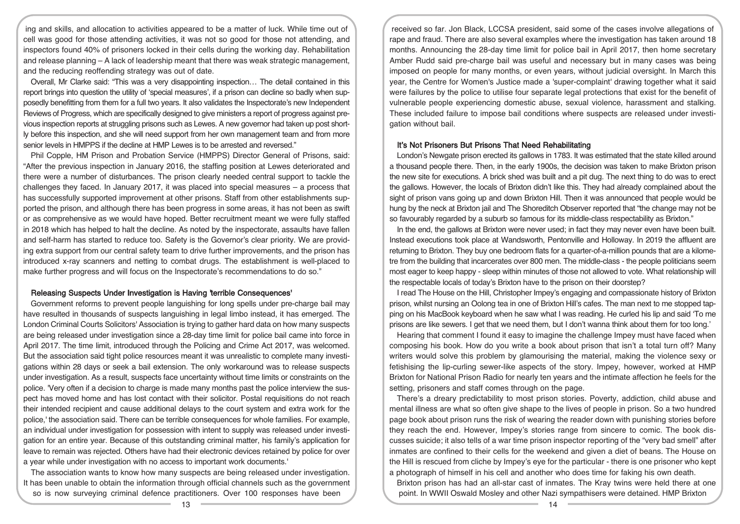ing and skills, and allocation to activities appeared to be a matter of luck. While time out of cell was good for those attending activities, it was not so good for those not attending, and inspectors found 40% of prisoners locked in their cells during the working day. Rehabilitation and release planning – A lack of leadership meant that there was weak strategic management, and the reducing reoffending strategy was out of date.

Overall, Mr Clarke said: "This was a very disappointing inspection… The detail contained in this report brings into question the utility of 'special measures', if a prison can decline so badly when supposedly benefitting from them for a full two years. It also validates the Inspectorate's new Independent Reviews of Progress, which are specifically designed to give ministers a report of progress against previous inspection reports at struggling prisons such as Lewes. A new governor had taken up post shortly before this inspection, and she will need support from her own management team and from more senior levels in HMPPS if the decline at HMP Lewes is to be arrested and reversed."

Phil Copple, HM Prison and Probation Service (HMPPS) Director General of Prisons, said: "After the previous inspection in January 2016, the staffing position at Lewes deteriorated and there were a number of disturbances. The prison clearly needed central support to tackle the challenges they faced. In January 2017, it was placed into special measures – a process that has successfully supported improvement at other prisons. Staff from other establishments supported the prison, and although there has been progress in some areas, it has not been as swift or as comprehensive as we would have hoped. Better recruitment meant we were fully staffed in 2018 which has helped to halt the decline. As noted by the inspectorate, assaults have fallen and self-harm has started to reduce too. Safety is the Governor's clear priority. We are providing extra support from our central safety team to drive further improvements, and the prison has introduced x-ray scanners and netting to combat drugs. The establishment is well-placed to make further progress and will focus on the Inspectorate's recommendations to do so."

## Releasing Suspects Under Investigation is Having 'terrible Consequences'

Government reforms to prevent people languishing for long spells under pre-charge bail may have resulted in thousands of suspects languishing in legal limbo instead, it has emerged. The London Criminal Courts Solicitors' Association is trying to gather hard data on how many suspects are being released under investigation since a 28-day time limit for police bail came into force in April 2017. The time limit, introduced through the Policing and Crime Act 2017, was welcomed. But the association said tight police resources meant it was unrealistic to complete many investigations within 28 days or seek a bail extension. The only workaround was to release suspects under investigation. As a result, suspects face uncertainty without time limits or constraints on the police. 'Very often if a decision to charge is made many months past the police interview the suspect has moved home and has lost contact with their solicitor. Postal requisitions do not reach their intended recipient and cause additional delays to the court system and extra work for the police,' the association said. There can be terrible consequences for whole families. For example, an individual under investigation for possession with intent to supply was released under investigation for an entire year. Because of this outstanding criminal matter, his family's application for leave to remain was rejected. Others have had their electronic devices retained by police for over a year while under investigation with no access to important work documents.'

The association wants to know how many suspects are being released under investigation. It has been unable to obtain the information through official channels such as the government so is now surveying criminal defence practitioners. Over 100 responses have been received so far. Jon Black, LCCSA president, said some of the cases involve allegations of rape and fraud. There are also several examples where the investigation has taken around 18 months. Announcing the 28-day time limit for police bail in April 2017, then home secretary Amber Rudd said pre-charge bail was useful and necessary but in many cases was being imposed on people for many months, or even years, without judicial oversight. In March this year, the Centre for Women's Justice made a 'super-complaint' drawing together what it said were failures by the police to utilise four separate legal protections that exist for the benefit of vulnerable people experiencing domestic abuse, sexual violence, harassment and stalking. These included failure to impose bail conditions where suspects are released under investigation without bail.

## It's Not Prisoners But Prisons That Need Rehabilitating

London's Newgate prison erected its gallows in 1783. It was estimated that the state killed around a thousand people there. Then, in the early 1900s, the decision was taken to make Brixton prison the new site for executions. A brick shed was built and a pit dug. The next thing to do was to erect the gallows. However, the locals of Brixton didn't like this. They had already complained about the sight of prison vans going up and down Brixton Hill. Then it was announced that people would be hung by the neck at Brixton jail and The Shoreditch Observer reported that "the change may not be so favourably regarded by a suburb so famous for its middle-class respectability as Brixton."

In the end, the gallows at Brixton were never used; in fact they may never even have been built. Instead executions took place at Wandsworth, Pentonville and Holloway. In 2019 the affluent are returning to Brixton. They buy one bedroom flats for a quarter-of-a-million pounds that are a kilometre from the building that incarcerates over 800 men. The middle-class - the people politicians seem most eager to keep happy - sleep within minutes of those not allowed to vote. What relationship will the respectable locals of today's Brixton have to the prison on their doorstep?

I read The House on the Hill, Christopher Impey's engaging and compassionate history of Brixton prison, whilst nursing an Oolong tea in one of Brixton Hill's cafes. The man next to me stopped tapping on his MacBook keyboard when he saw what I was reading. He curled his lip and said 'To me prisons are like sewers. I get that we need them, but I don't wanna think about them for too long.'

Hearing that comment I found it easy to imagine the challenge Impey must have faced when composing his book. How do you write a book about prison that isn't a total turn off? Many writers would solve this problem by glamourising the material, making the violence sexy or fetishising the lip-curling sewer-like aspects of the story. Impey, however, worked at HMP Brixton for National Prison Radio for nearly ten years and the intimate affection he feels for the setting, prisoners and staff comes through on the page.

There's a dreary predictability to most prison stories. Poverty, addiction, child abuse and mental illness are what so often give shape to the lives of people in prison. So a two hundred page book about prison runs the risk of wearing the reader down with punishing stories before they reach the end. However, Impey's stories range from sincere to comic. The book discusses suicide; it also tells of a war time prison inspector reporting of the "very bad smell" after inmates are confined to their cells for the weekend and given a diet of beans. The House on the Hill is rescued from cliche by Impey's eye for the particular - there is one prisoner who kept a photograph of himself in his cell and another who does time for faking his own death.

Brixton prison has had an all-star cast of inmates. The Kray twins were held there at one point. In WWII Oswald Mosley and other Nazi sympathisers were detained. HMP Brixton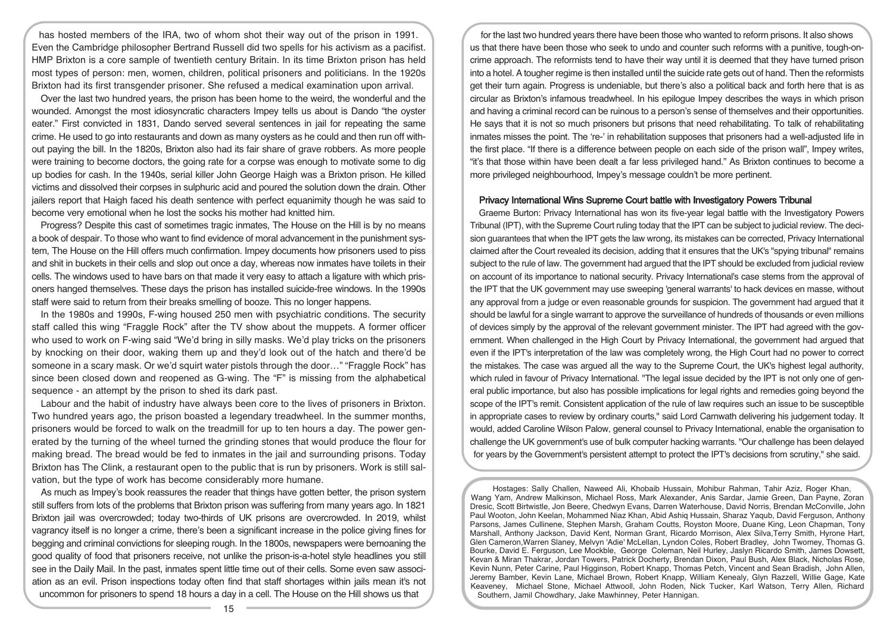has hosted members of the IRA, two of whom shot their way out of the prison in 1991. Even the Cambridge philosopher Bertrand Russell did two spells for his activism as a pacifist. HMP Brixton is a core sample of twentieth century Britain. In its time Brixton prison has held most types of person: men, women, children, political prisoners and politicians. In the 1920s Brixton had its first transgender prisoner. She refused a medical examination upon arrival.

Over the last two hundred years, the prison has been home to the weird, the wonderful and the wounded. Amongst the most idiosyncratic characters Impey tells us about is Dando "the oyster eater." First convicted in 1831, Dando served several sentences in jail for repeating the same crime. He used to go into restaurants and down as many oysters as he could and then run off without paying the bill. In the 1820s, Brixton also had its fair share of grave robbers. As more people were training to become doctors, the going rate for a corpse was enough to motivate some to dig up bodies for cash. In the 1940s, serial killer John George Haigh was a Brixton prison. He killed victims and dissolved their corpses in sulphuric acid and poured the solution down the drain. Other jailers report that Haigh faced his death sentence with perfect equanimity though he was said to become very emotional when he lost the socks his mother had knitted him.

Progress? Despite this cast of sometimes tragic inmates, The House on the Hill is by no means a book of despair. To those who want to find evidence of moral advancement in the punishment system, The House on the Hill offers much confirmation. Impey documents how prisoners used to piss and shit in buckets in their cells and slop out once a day, whereas now inmates have toilets in their cells. The windows used to have bars on that made it very easy to attach a ligature with which prisoners hanged themselves. These days the prison has installed suicide-free windows. In the 1990s staff were said to return from their breaks smelling of booze. This no longer happens.

In the 1980s and 1990s, F-wing housed 250 men with psychiatric conditions. The security staff called this wing "Fraggle Rock" after the TV show about the muppets. A former officer who used to work on F-wing said "We'd bring in silly masks. We'd play tricks on the prisoners by knocking on their door, waking them up and they'd look out of the hatch and there'd be someone in a scary mask. Or we'd squirt water pistols through the door…" "Fraggle Rock" has since been closed down and reopened as G-wing. The "F" is missing from the alphabetical sequence - an attempt by the prison to shed its dark past.

Labour and the habit of industry have always been core to the lives of prisoners in Brixton. Two hundred years ago, the prison boasted a legendary treadwheel. In the summer months, prisoners would be forced to walk on the treadmill for up to ten hours a day. The power generated by the turning of the wheel turned the grinding stones that would produce the flour for making bread. The bread would be fed to inmates in the jail and surrounding prisons. Today Brixton has The Clink, a restaurant open to the public that is run by prisoners. Work is still salvation, but the type of work has become considerably more humane.

As much as Impey's book reassures the reader that things have gotten better, the prison system still suffers from lots of the problems that Brixton prison was suffering from many years ago. In 1821 Brixton jail was overcrowded; today two-thirds of UK prisons are overcrowded. In 2019, whilst vagrancy itself is no longer a crime, there's been a significant increase in the police giving fines for begging and criminal convictions for sleeping rough. In the 1800s, newspapers were bemoaning the good quality of food that prisoners receive, not unlike the prison-is-a-hotel style headlines you still see in the Daily Mail. In the past, inmates spent little time out of their cells. Some even saw association as an evil. Prison inspections today often find that staff shortages within jails mean it's not uncommon for prisoners to spend 18 hours a day in a cell. The House on the Hill shows us that for the last two hundred years there have been those who wanted to reform prisons. It also shows us that there have been those who seek to undo and counter such reforms with a punitive, tough-on-crime approach. The reformists tend to have their way until it is deemed that they have turned prison into a hotel. A tougher regime is then installed until the suicide rate gets out of hand. Then the reformists get their turn again. Progress is undeniable, but there's also a political back and forth here that is as circular as Brixton's infamous treadwheel. In his epilogue Impey describes the ways in which prison and having a criminal record can be ruinous to a person's sense of themselves and their opportunities. He says that it is not so much prisoners but prisons that need rehabilitating. To talk of rehabilitating inmates misses the point. The 're-' in rehabilitation supposes that prisoners had a well-adjusted life in the first place. "If there is a difference between people on each side of the prison wall", Impey writes, "it's that those within have been dealt a far less privileged hand." As Brixton continues to become a more privileged neighbourhood, Impey's message couldn't be more pertinent.

## Privacy International Wins Supreme Court battle with Investigatory Powers Tribunal

Graeme Burton: Privacy International has won its five-year legal battle with the Investigatory Powers Tribunal (IPT), with the Supreme Court ruling today that the IPT can be subject to judicial review. The decision guarantees that when the IPT gets the law wrong, its mistakes can be corrected, Privacy International claimed after the Court revealed its decision, adding that it ensures that the UK's "spying tribunal" remains subject to the rule of law. The government had argued that the IPT should be excluded from judicial review on account of its importance to national security. Privacy International's case stems from the approval of the IPT that the UK government may use sweeping 'general warrants' to hack devices en masse, without any approval from a judge or even reasonable grounds for suspicion. The government had argued that it should be lawful for a single warrant to approve the surveillance of hundreds of thousands or even millions of devices simply by the approval of the relevant government minister. The IPT had agreed with the government. When challenged in the High Court by Privacy International, the government had argued that even if the IPT's interpretation of the law was completely wrong, the High Court had no power to correct the mistakes. The case was argued all the way to the Supreme Court, the UK's highest legal authority, which ruled in favour of Privacy International. "The legal issue decided by the IPT is not only one of general public importance, but also has possible implications for legal rights and remedies going beyond the scope of the IPT's remit. Consistent application of the rule of law requires such an issue to be susceptible in appropriate cases to review by ordinary courts," said Lord Carnwath delivering his judgement today. It would, added Caroline Wilson Palow, general counsel to Privacy International, enable the organisation to challenge the UK government's use of bulk computer hacking warrants. "Our challenge has been delayed for years by the Government's persistent attempt to protect the IPT's decisions from scrutiny," she said.

Hostages: Sally Challen, Naweed Ali, Khobaib Hussain, Mohibur Rahman, Tahir Aziz, Roger Khan, Wang Yam, Andrew Malkinson, Michael Ross, Mark Alexander, Anis Sardar, Jamie Green, Dan Payne, Zoran Dresic, Scott Birtwistle, Jon Beere, Chedwyn Evans, Darren Waterhouse, David Norris, Brendan McConville, John Paul Wooton, John Keelan, Mohammed Niaz Khan, Abid Ashiq Hussain, Sharaz Yaqub, David Ferguson, Anthony Parsons, James Cullinene, Stephen Marsh, Graham Coutts, Royston Moore, Duane King, Leon Chapman, Tony Marshall, Anthony Jackson, David Kent, Norman Grant, Ricardo Morrison, Alex Silva,Terry Smith, Hyrone Hart, Glen Cameron,Warren Slaney, Melvyn 'Adie' McLellan, Lyndon Coles, Robert Bradley, John Twomey, Thomas G. Bourke, David E. Ferguson, Lee Mockble, George Coleman, Neil Hurley, Jaslyn Ricardo Smith, James Dowsett, Kevan & Miran Thakrar, Jordan Towers, Patrick Docherty, Brendan Dixon, Paul Bush, Alex Black, Nicholas Rose, Kevin Nunn, Peter Carine, Paul Higginson, Robert Knapp, Thomas Petch, Vincent and Sean Bradish, John Allen, Jeremy Bamber, Kevin Lane, Michael Brown, Robert Knapp, William Kenealy, Glyn Razzell, Willie Gage, Kate Keaveney, Michael Stone, Michael Attwooll, John Roden, Nick Tucker, Karl Watson, Terry Allen, Richard Southern, Jamil Chowdhary, Jake Mawhinney, Peter Hannigan.